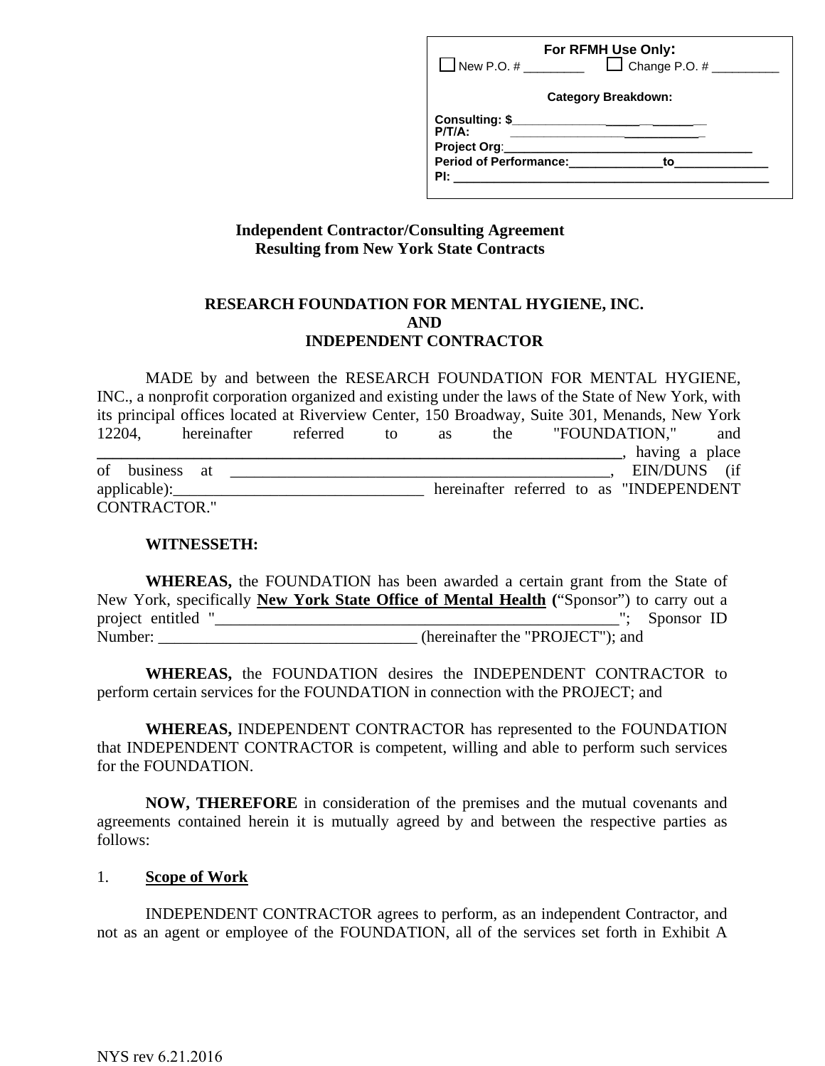**For RFMH Use Only:**
☐ New P.O. # _________ ☐ Change P.O. # __________

**Category Breakdown:**

**Consulting: $**______________________
**P/T/A:** ______________________
**Project Org**:______________________________________
**Period of Performance:**______________**to**______________
**PI:** ______________________________________________

**Independent Contractor/Consulting Agreement**
**Resulting from New York State Contracts**

**RESEARCH FOUNDATION FOR MENTAL HYGIENE, INC.**
**AND**
**INDEPENDENT CONTRACTOR**

MADE by and between the RESEARCH FOUNDATION FOR MENTAL HYGIENE, INC., a nonprofit corporation organized and existing under the laws of the State of New York, with its principal offices located at Riverview Center, 150 Broadway, Suite 301, Menands, New York 12204, hereinafter referred to as the "FOUNDATION," and ______________________________________________________________________, having a place of business at __________________________________________________, EIN/DUNS (if applicable):________________________________ hereinafter referred to as "INDEPENDENT CONTRACTOR."

**WITNESSETH:**

**WHEREAS,** the FOUNDATION has been awarded a certain grant from the State of New York, specifically **New York State Office of Mental Health (**"Sponsor") to carry out a project entitled "_____________________________________________________"; Sponsor ID Number: ________________________________ (hereinafter the "PROJECT"); and

**WHEREAS,** the FOUNDATION desires the INDEPENDENT CONTRACTOR to perform certain services for the FOUNDATION in connection with the PROJECT; and

**WHEREAS,** INDEPENDENT CONTRACTOR has represented to the FOUNDATION that INDEPENDENT CONTRACTOR is competent, willing and able to perform such services for the FOUNDATION.

**NOW, THEREFORE** in consideration of the premises and the mutual covenants and agreements contained herein it is mutually agreed by and between the respective parties as follows:

1. **Scope of Work**

INDEPENDENT CONTRACTOR agrees to perform, as an independent Contractor, and not as an agent or employee of the FOUNDATION, all of the services set forth in Exhibit A

NYS rev 6.21.2016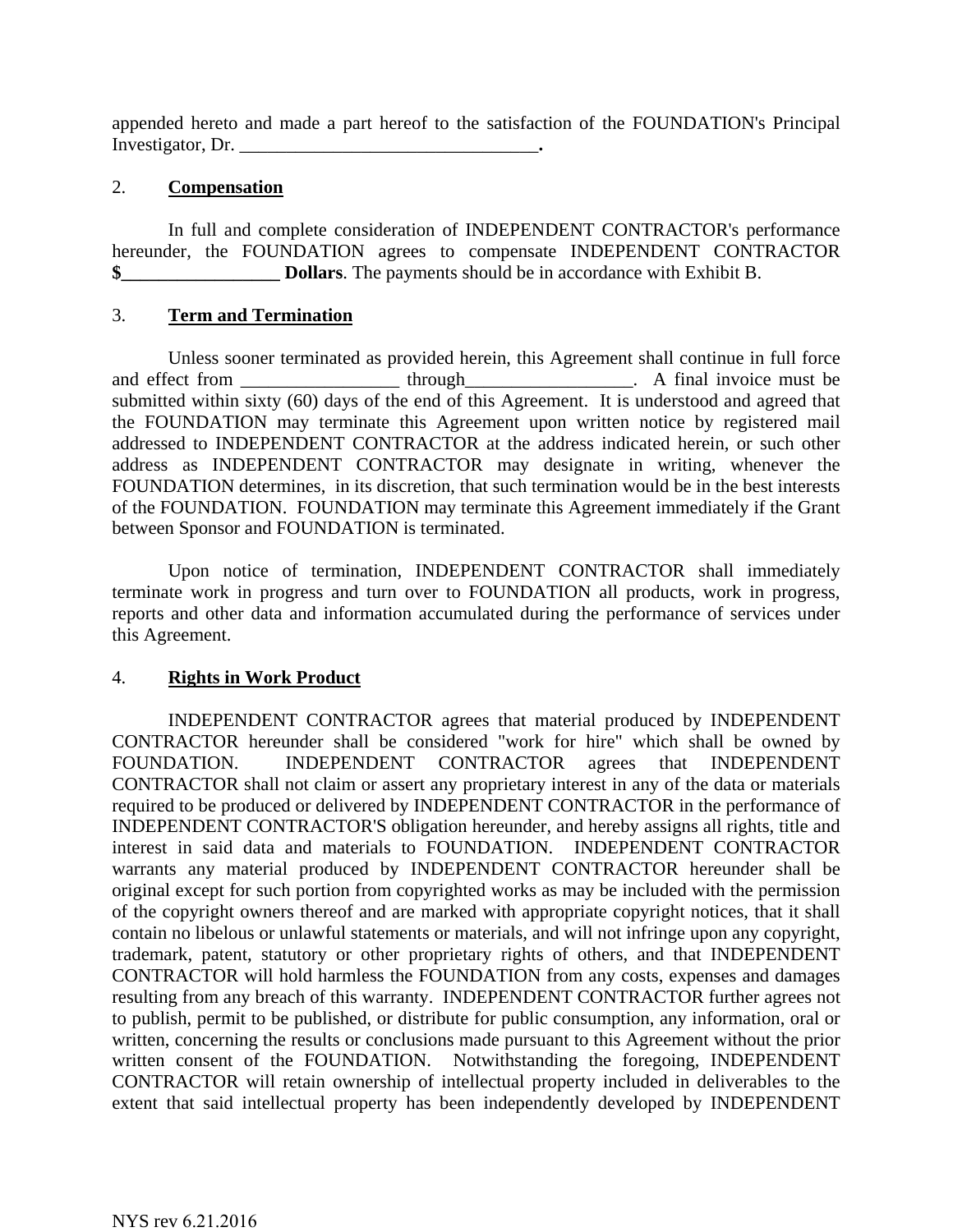appended hereto and made a part hereof to the satisfaction of the FOUNDATION's Principal Investigator, Dr. _________________________________**.**

2. **Compensation**

In full and complete consideration of INDEPENDENT CONTRACTOR's performance hereunder, the FOUNDATION agrees to compensate INDEPENDENT CONTRACTOR **$_________________ Dollars**. The payments should be in accordance with Exhibit B.

3. **Term and Termination**

Unless sooner terminated as provided herein, this Agreement shall continue in full force and effect from _________________ through__________________. A final invoice must be submitted within sixty (60) days of the end of this Agreement. It is understood and agreed that the FOUNDATION may terminate this Agreement upon written notice by registered mail addressed to INDEPENDENT CONTRACTOR at the address indicated herein, or such other address as INDEPENDENT CONTRACTOR may designate in writing, whenever the FOUNDATION determines, in its discretion, that such termination would be in the best interests of the FOUNDATION. FOUNDATION may terminate this Agreement immediately if the Grant between Sponsor and FOUNDATION is terminated.

Upon notice of termination, INDEPENDENT CONTRACTOR shall immediately terminate work in progress and turn over to FOUNDATION all products, work in progress, reports and other data and information accumulated during the performance of services under this Agreement.

4. **Rights in Work Product**

INDEPENDENT CONTRACTOR agrees that material produced by INDEPENDENT CONTRACTOR hereunder shall be considered "work for hire" which shall be owned by FOUNDATION. INDEPENDENT CONTRACTOR agrees that INDEPENDENT CONTRACTOR shall not claim or assert any proprietary interest in any of the data or materials required to be produced or delivered by INDEPENDENT CONTRACTOR in the performance of INDEPENDENT CONTRACTOR'S obligation hereunder, and hereby assigns all rights, title and interest in said data and materials to FOUNDATION. INDEPENDENT CONTRACTOR warrants any material produced by INDEPENDENT CONTRACTOR hereunder shall be original except for such portion from copyrighted works as may be included with the permission of the copyright owners thereof and are marked with appropriate copyright notices, that it shall contain no libelous or unlawful statements or materials, and will not infringe upon any copyright, trademark, patent, statutory or other proprietary rights of others, and that INDEPENDENT CONTRACTOR will hold harmless the FOUNDATION from any costs, expenses and damages resulting from any breach of this warranty. INDEPENDENT CONTRACTOR further agrees not to publish, permit to be published, or distribute for public consumption, any information, oral or written, concerning the results or conclusions made pursuant to this Agreement without the prior written consent of the FOUNDATION. Notwithstanding the foregoing, INDEPENDENT CONTRACTOR will retain ownership of intellectual property included in deliverables to the extent that said intellectual property has been independently developed by INDEPENDENT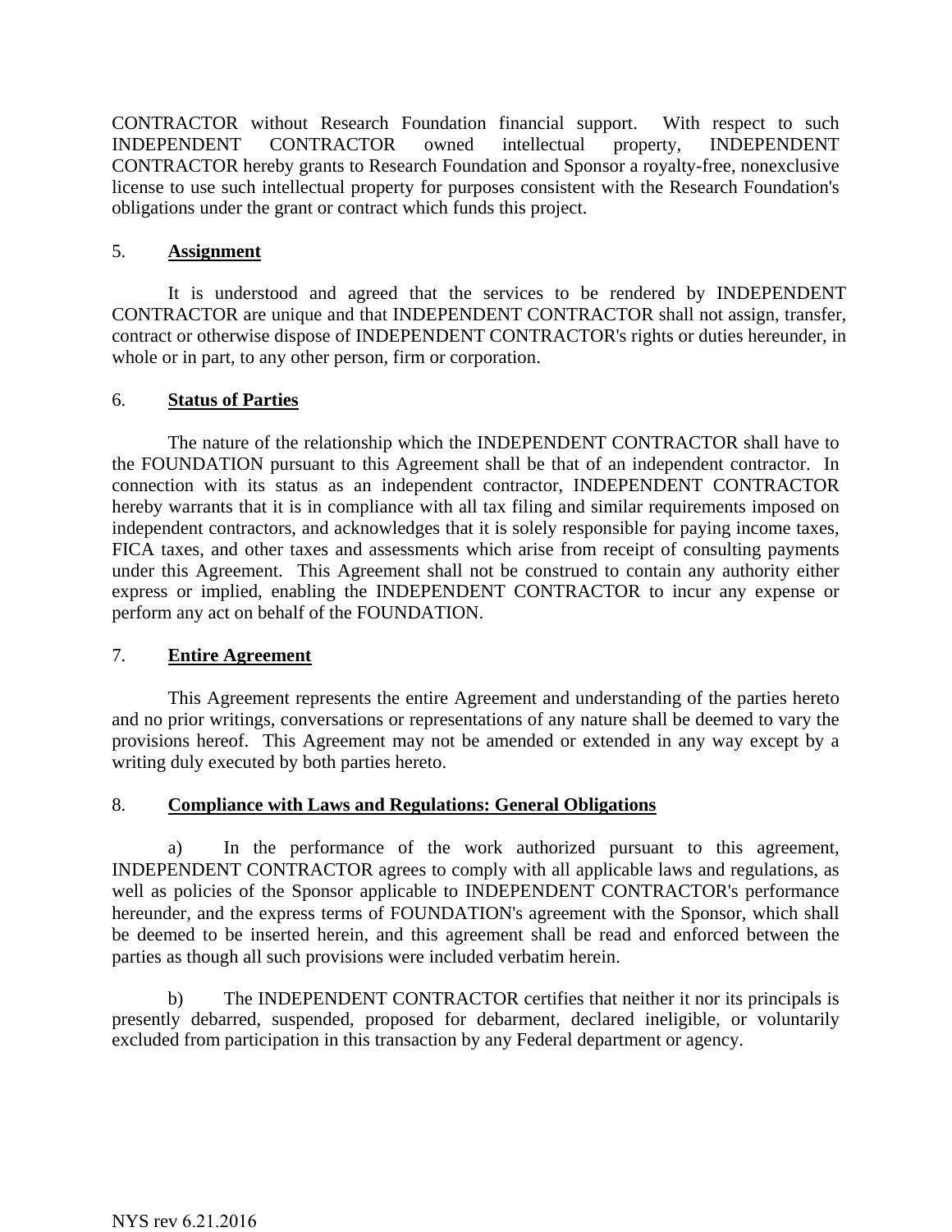CONTRACTOR without Research Foundation financial support. With respect to such INDEPENDENT CONTRACTOR owned intellectual property, INDEPENDENT CONTRACTOR hereby grants to Research Foundation and Sponsor a royalty-free, nonexclusive license to use such intellectual property for purposes consistent with the Research Foundation's obligations under the grant or contract which funds this project.

5. **Assignment**

It is understood and agreed that the services to be rendered by INDEPENDENT CONTRACTOR are unique and that INDEPENDENT CONTRACTOR shall not assign, transfer, contract or otherwise dispose of INDEPENDENT CONTRACTOR's rights or duties hereunder, in whole or in part, to any other person, firm or corporation.

6. **Status of Parties**

The nature of the relationship which the INDEPENDENT CONTRACTOR shall have to the FOUNDATION pursuant to this Agreement shall be that of an independent contractor. In connection with its status as an independent contractor, INDEPENDENT CONTRACTOR hereby warrants that it is in compliance with all tax filing and similar requirements imposed on independent contractors, and acknowledges that it is solely responsible for paying income taxes, FICA taxes, and other taxes and assessments which arise from receipt of consulting payments under this Agreement. This Agreement shall not be construed to contain any authority either express or implied, enabling the INDEPENDENT CONTRACTOR to incur any expense or perform any act on behalf of the FOUNDATION.

7. **Entire Agreement**

This Agreement represents the entire Agreement and understanding of the parties hereto and no prior writings, conversations or representations of any nature shall be deemed to vary the provisions hereof. This Agreement may not be amended or extended in any way except by a writing duly executed by both parties hereto.

8. **Compliance with Laws and Regulations: General Obligations**

a) In the performance of the work authorized pursuant to this agreement, INDEPENDENT CONTRACTOR agrees to comply with all applicable laws and regulations, as well as policies of the Sponsor applicable to INDEPENDENT CONTRACTOR's performance hereunder, and the express terms of FOUNDATION's agreement with the Sponsor, which shall be deemed to be inserted herein, and this agreement shall be read and enforced between the parties as though all such provisions were included verbatim herein.

b) The INDEPENDENT CONTRACTOR certifies that neither it nor its principals is presently debarred, suspended, proposed for debarment, declared ineligible, or voluntarily excluded from participation in this transaction by any Federal department or agency.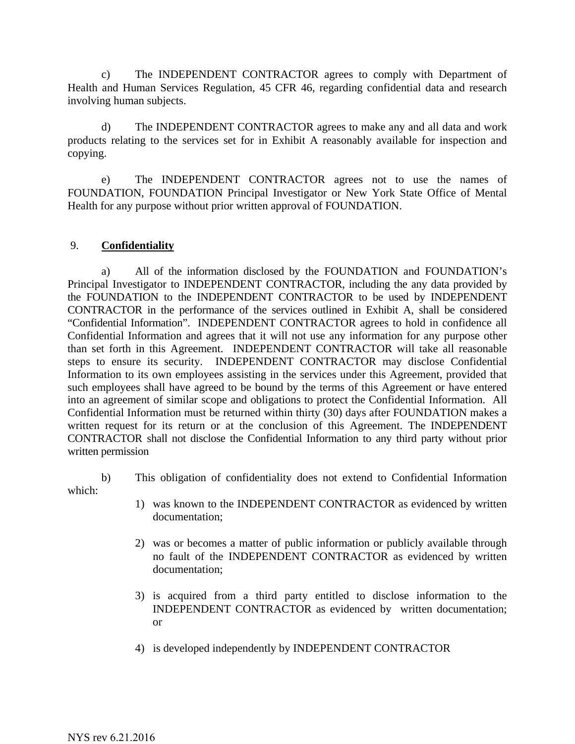c) The INDEPENDENT CONTRACTOR agrees to comply with Department of Health and Human Services Regulation, 45 CFR 46, regarding confidential data and research involving human subjects.

d) The INDEPENDENT CONTRACTOR agrees to make any and all data and work products relating to the services set for in Exhibit A reasonably available for inspection and copying.

e) The INDEPENDENT CONTRACTOR agrees not to use the names of FOUNDATION, FOUNDATION Principal Investigator or New York State Office of Mental Health for any purpose without prior written approval of FOUNDATION.

9. **Confidentiality**

a) All of the information disclosed by the FOUNDATION and FOUNDATION's Principal Investigator to INDEPENDENT CONTRACTOR, including the any data provided by the FOUNDATION to the INDEPENDENT CONTRACTOR to be used by INDEPENDENT CONTRACTOR in the performance of the services outlined in Exhibit A, shall be considered "Confidential Information". INDEPENDENT CONTRACTOR agrees to hold in confidence all Confidential Information and agrees that it will not use any information for any purpose other than set forth in this Agreement. INDEPENDENT CONTRACTOR will take all reasonable steps to ensure its security. INDEPENDENT CONTRACTOR may disclose Confidential Information to its own employees assisting in the services under this Agreement, provided that such employees shall have agreed to be bound by the terms of this Agreement or have entered into an agreement of similar scope and obligations to protect the Confidential Information. All Confidential Information must be returned within thirty (30) days after FOUNDATION makes a written request for its return or at the conclusion of this Agreement. The INDEPENDENT CONTRACTOR shall not disclose the Confidential Information to any third party without prior written permission

b) This obligation of confidentiality does not extend to Confidential Information which:

1) was known to the INDEPENDENT CONTRACTOR as evidenced by written documentation;

2) was or becomes a matter of public information or publicly available through no fault of the INDEPENDENT CONTRACTOR as evidenced by written documentation;

3) is acquired from a third party entitled to disclose information to the INDEPENDENT CONTRACTOR as evidenced by written documentation; or

4) is developed independently by INDEPENDENT CONTRACTOR

NYS rev 6.21.2016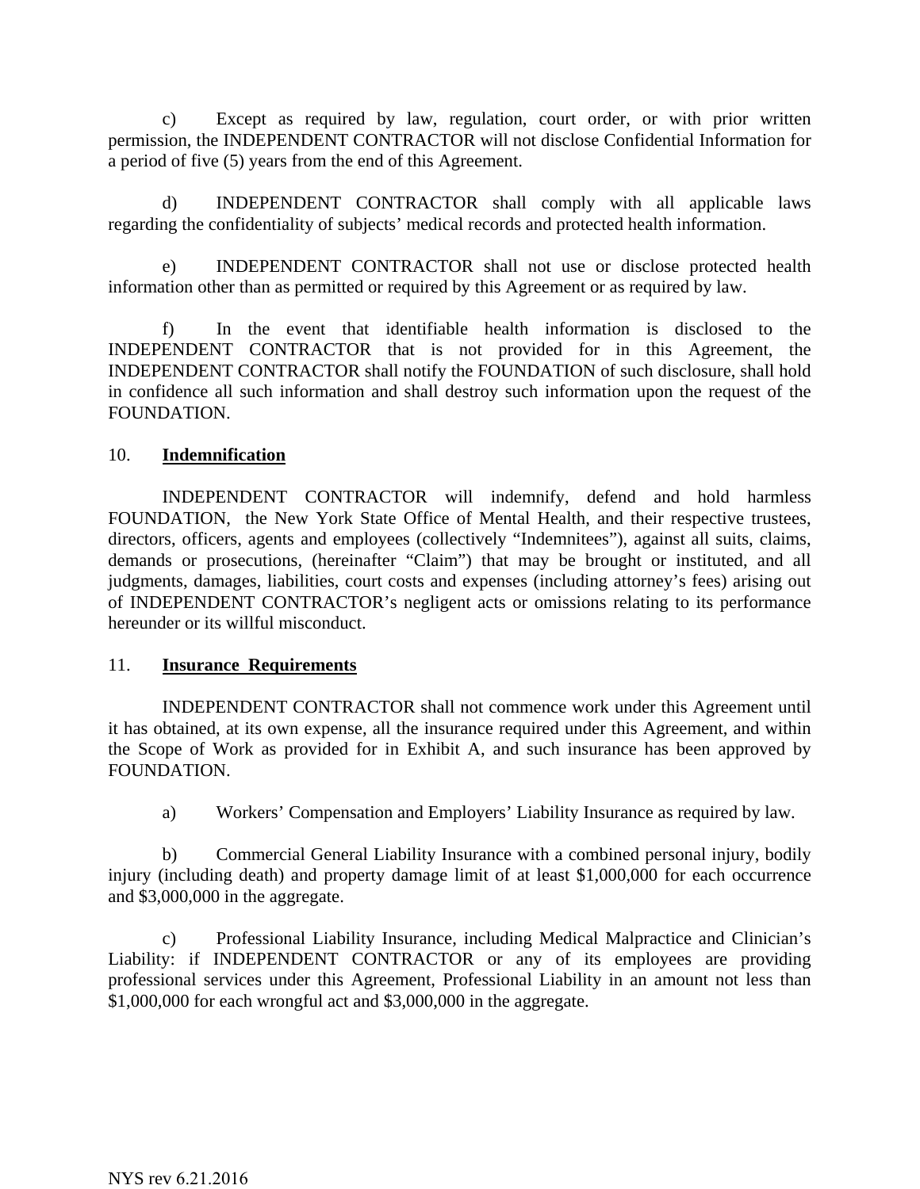c) Except as required by law, regulation, court order, or with prior written permission, the INDEPENDENT CONTRACTOR will not disclose Confidential Information for a period of five (5) years from the end of this Agreement.

d) INDEPENDENT CONTRACTOR shall comply with all applicable laws regarding the confidentiality of subjects' medical records and protected health information.

e) INDEPENDENT CONTRACTOR shall not use or disclose protected health information other than as permitted or required by this Agreement or as required by law.

f) In the event that identifiable health information is disclosed to the INDEPENDENT CONTRACTOR that is not provided for in this Agreement, the INDEPENDENT CONTRACTOR shall notify the FOUNDATION of such disclosure, shall hold in confidence all such information and shall destroy such information upon the request of the FOUNDATION.

10. **Indemnification**

INDEPENDENT CONTRACTOR will indemnify, defend and hold harmless FOUNDATION, the New York State Office of Mental Health, and their respective trustees, directors, officers, agents and employees (collectively "Indemnitees"), against all suits, claims, demands or prosecutions, (hereinafter "Claim") that may be brought or instituted, and all judgments, damages, liabilities, court costs and expenses (including attorney's fees) arising out of INDEPENDENT CONTRACTOR's negligent acts or omissions relating to its performance hereunder or its willful misconduct.

11. **Insurance Requirements**

INDEPENDENT CONTRACTOR shall not commence work under this Agreement until it has obtained, at its own expense, all the insurance required under this Agreement, and within the Scope of Work as provided for in Exhibit A, and such insurance has been approved by FOUNDATION.

a) Workers' Compensation and Employers' Liability Insurance as required by law.

b) Commercial General Liability Insurance with a combined personal injury, bodily injury (including death) and property damage limit of at least $1,000,000 for each occurrence and $3,000,000 in the aggregate.

c) Professional Liability Insurance, including Medical Malpractice and Clinician's Liability: if INDEPENDENT CONTRACTOR or any of its employees are providing professional services under this Agreement, Professional Liability in an amount not less than $1,000,000 for each wrongful act and $3,000,000 in the aggregate.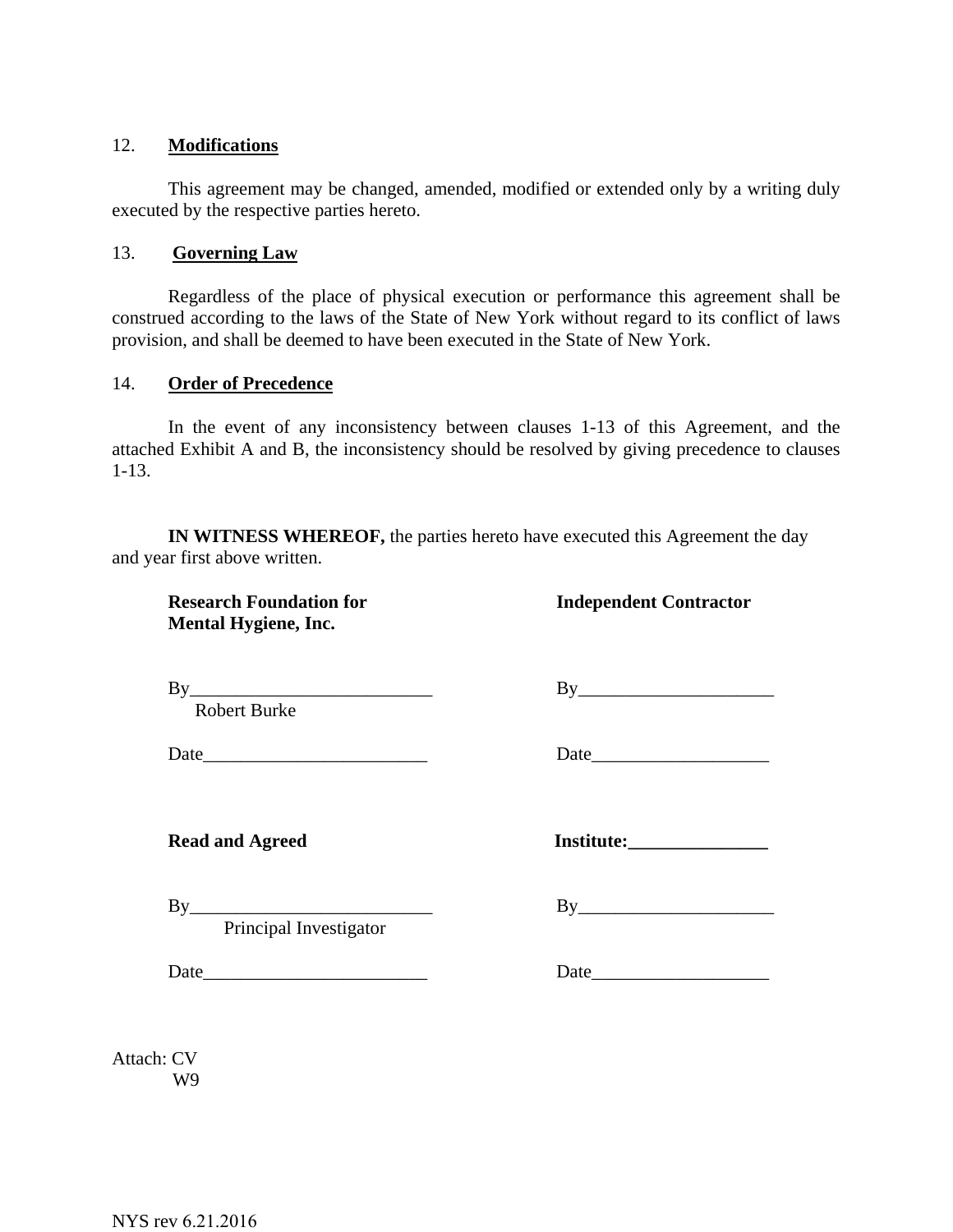12. **Modifications**

This agreement may be changed, amended, modified or extended only by a writing duly executed by the respective parties hereto.

13. **Governing Law**

Regardless of the place of physical execution or performance this agreement shall be construed according to the laws of the State of New York without regard to its conflict of laws provision, and shall be deemed to have been executed in the State of New York.

14. **Order of Precedence**

In the event of any inconsistency between clauses 1-13 of this Agreement, and the attached Exhibit A and B, the inconsistency should be resolved by giving precedence to clauses 1-13.

**IN WITNESS WHEREOF,** the parties hereto have executed this Agreement the day and year first above written.

| **Research Foundation for Mental Hygiene, Inc.** | **Independent Contractor** |
|---|---|
| By__________________________ | By_____________________ |
| Robert Burke | |
| Date________________________ | Date___________________ |

| **Read and Agreed** | **Institute:_______________** |
|---|---|
| By__________________________ | By_____________________ |
| Principal Investigator | |
| Date________________________ | Date___________________ |

Attach: CV
W9

NYS rev 6.21.2016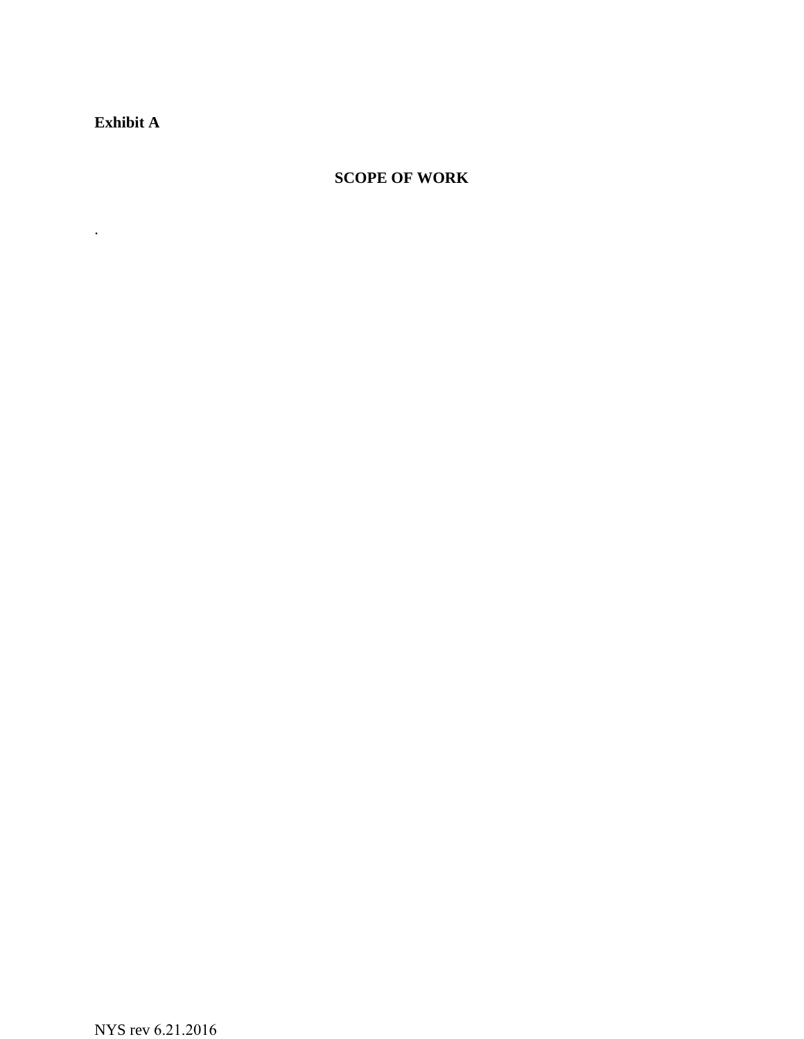**Exhibit A**

## SCOPE OF WORK

.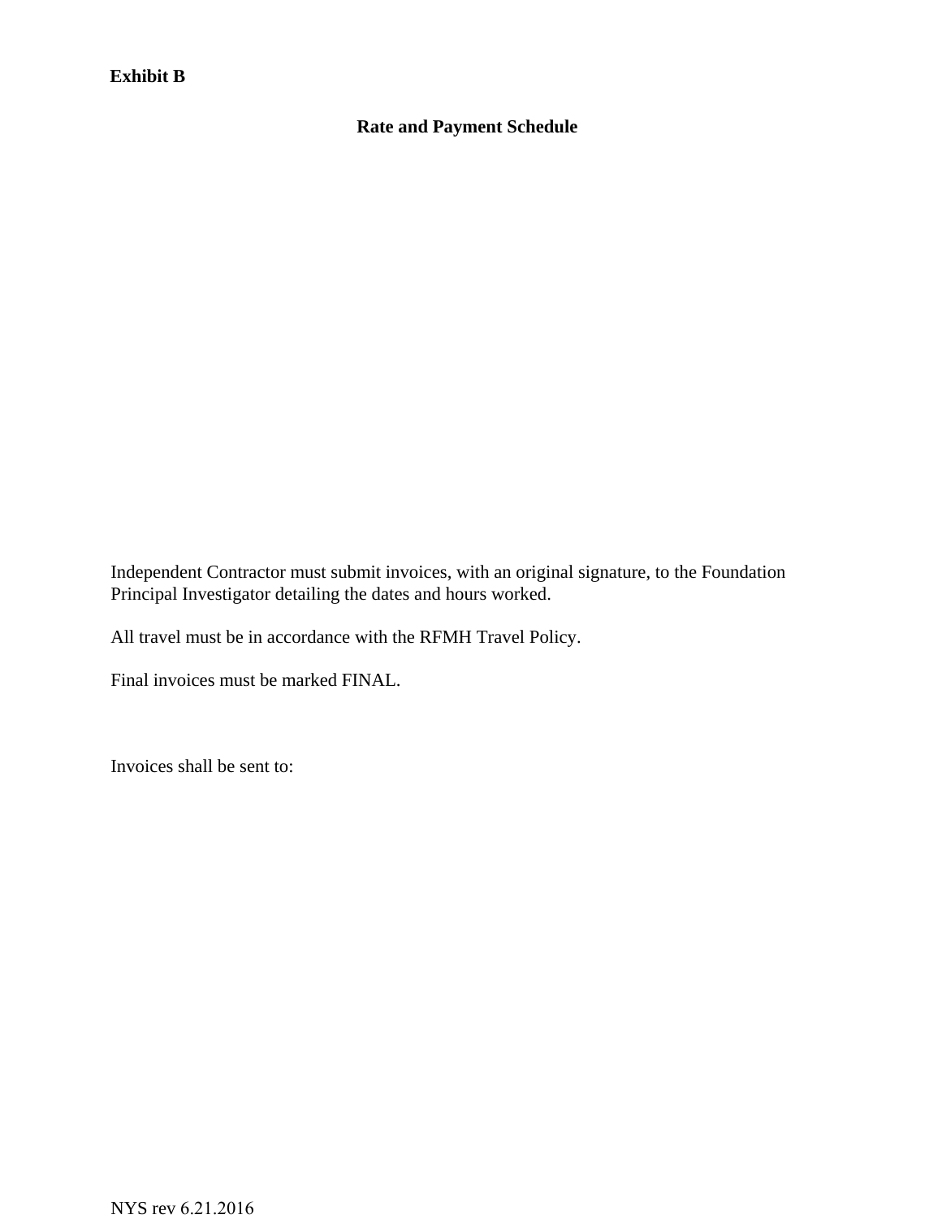**Exhibit B**

## Rate and Payment Schedule

Independent Contractor must submit invoices, with an original signature, to the Foundation Principal Investigator detailing the dates and hours worked.

All travel must be in accordance with the RFMH Travel Policy.

Final invoices must be marked FINAL.

Invoices shall be sent to:

NYS rev 6.21.2016